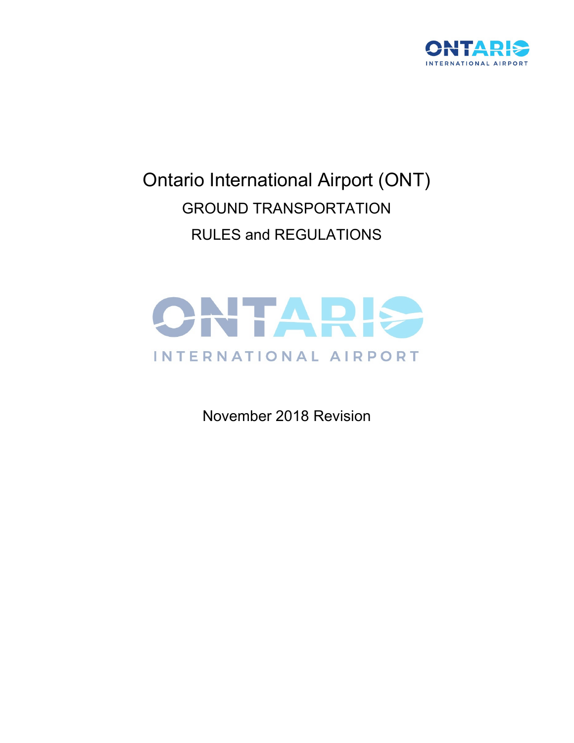# Ontario International Airport (ONT)

## GROUND TRANSPORTATION

## RULES and REGULATIONS

November 2018 Revision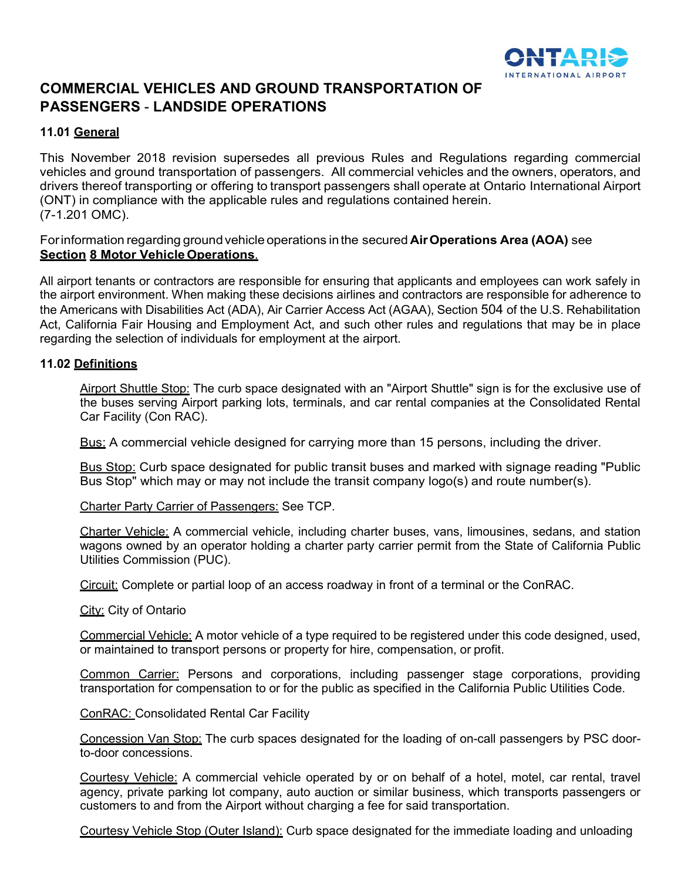# COMMERCIAL VEHICLES AND GROUND TRANSPORTATION OF PASSENGERS - LANDSIDE OPERATIONS

## 11.01 General

This November 2018 revision supersedes all previous Rules and Regulations regarding commercial vehicles and ground transportation of passengers. All commercial vehicles and the owners, operators, and drivers thereof transporting or offering to transport passengers shall operate at Ontario International Airport (ONT) in compliance with the applicable rules and regulations contained herein. (7-1.201 OMC).

For information regarding ground vehicle operations in the secured **Air Operations Area (AOA)** see **Section 8 Motor Vehicle Operations.**

All airport tenants or contractors are responsible for ensuring that applicants and employees can work safely in the airport environment. When making these decisions airlines and contractors are responsible for adherence to the Americans with Disabilities Act (ADA), Air Carrier Access Act (AGAA), Section 504 of the U.S. Rehabilitation Act, California Fair Housing and Employment Act, and such other rules and regulations that may be in place regarding the selection of individuals for employment at the airport.

## 11.02 Definitions

Airport Shuttle Stop: The curb space designated with an "Airport Shuttle" sign is for the exclusive use of the buses serving Airport parking lots, terminals, and car rental companies at the Consolidated Rental Car Facility (Con RAC).

Bus: A commercial vehicle designed for carrying more than 15 persons, including the driver.

Bus Stop: Curb space designated for public transit buses and marked with signage reading "Public Bus Stop" which may or may not include the transit company logo(s) and route number(s).

Charter Party Carrier of Passengers: See TCP.

Charter Vehicle: A commercial vehicle, including charter buses, vans, limousines, sedans, and station wagons owned by an operator holding a charter party carrier permit from the State of California Public Utilities Commission (PUC).

Circuit: Complete or partial loop of an access roadway in front of a terminal or the ConRAC.

City: City of Ontario

Commercial Vehicle: A motor vehicle of a type required to be registered under this code designed, used, or maintained to transport persons or property for hire, compensation, or profit.

Common Carrier: Persons and corporations, including passenger stage corporations, providing transportation for compensation to or for the public as specified in the California Public Utilities Code.

ConRAC: Consolidated Rental Car Facility

Concession Van Stop: The curb spaces designated for the loading of on-call passengers by PSC door-to-door concessions.

Courtesy Vehicle: A commercial vehicle operated by or on behalf of a hotel, motel, car rental, travel agency, private parking lot company, auto auction or similar business, which transports passengers or customers to and from the Airport without charging a fee for said transportation.

Courtesy Vehicle Stop (Outer Island): Curb space designated for the immediate loading and unloading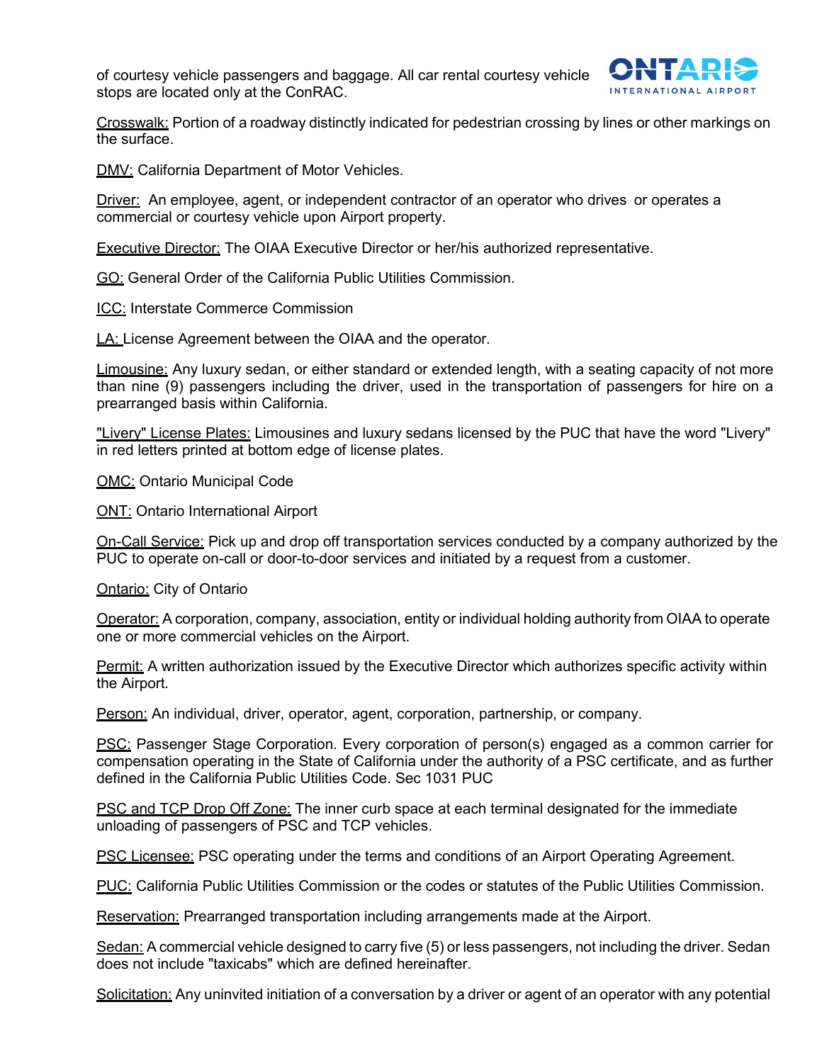of courtesy vehicle passengers and baggage. All car rental courtesy vehicle stops are located only at the ConRAC.

Crosswalk: Portion of a roadway distinctly indicated for pedestrian crossing by lines or other markings on the surface.

DMV: California Department of Motor Vehicles.

Driver: An employee, agent, or independent contractor of an operator who drives or operates a commercial or courtesy vehicle upon Airport property.

Executive Director: The OIAA Executive Director or her/his authorized representative.

GO: General Order of the California Public Utilities Commission.

ICC: Interstate Commerce Commission

LA: License Agreement between the OIAA and the operator.

Limousine: Any luxury sedan, or either standard or extended length, with a seating capacity of not more than nine (9) passengers including the driver, used in the transportation of passengers for hire on a prearranged basis within California.

"Livery" License Plates: Limousines and luxury sedans licensed by the PUC that have the word "Livery" in red letters printed at bottom edge of license plates.

OMC: Ontario Municipal Code

ONT: Ontario International Airport

On-Call Service: Pick up and drop off transportation services conducted by a company authorized by the PUC to operate on-call or door-to-door services and initiated by a request from a customer.

Ontario: City of Ontario

Operator: A corporation, company, association, entity or individual holding authority from OIAA to operate one or more commercial vehicles on the Airport.

Permit: A written authorization issued by the Executive Director which authorizes specific activity within the Airport.

Person: An individual, driver, operator, agent, corporation, partnership, or company.

PSC: Passenger Stage Corporation. Every corporation of person(s) engaged as a common carrier for compensation operating in the State of California under the authority of a PSC certificate, and as further defined in the California Public Utilities Code. Sec 1031 PUC

PSC and TCP Drop Off Zone: The inner curb space at each terminal designated for the immediate unloading of passengers of PSC and TCP vehicles.

PSC Licensee: PSC operating under the terms and conditions of an Airport Operating Agreement.

PUC: California Public Utilities Commission or the codes or statutes of the Public Utilities Commission.

Reservation: Prearranged transportation including arrangements made at the Airport.

Sedan: A commercial vehicle designed to carry five (5) or less passengers, not including the driver. Sedan does not include "taxicabs" which are defined hereinafter.

Solicitation: Any uninvited initiation of a conversation by a driver or agent of an operator with any potential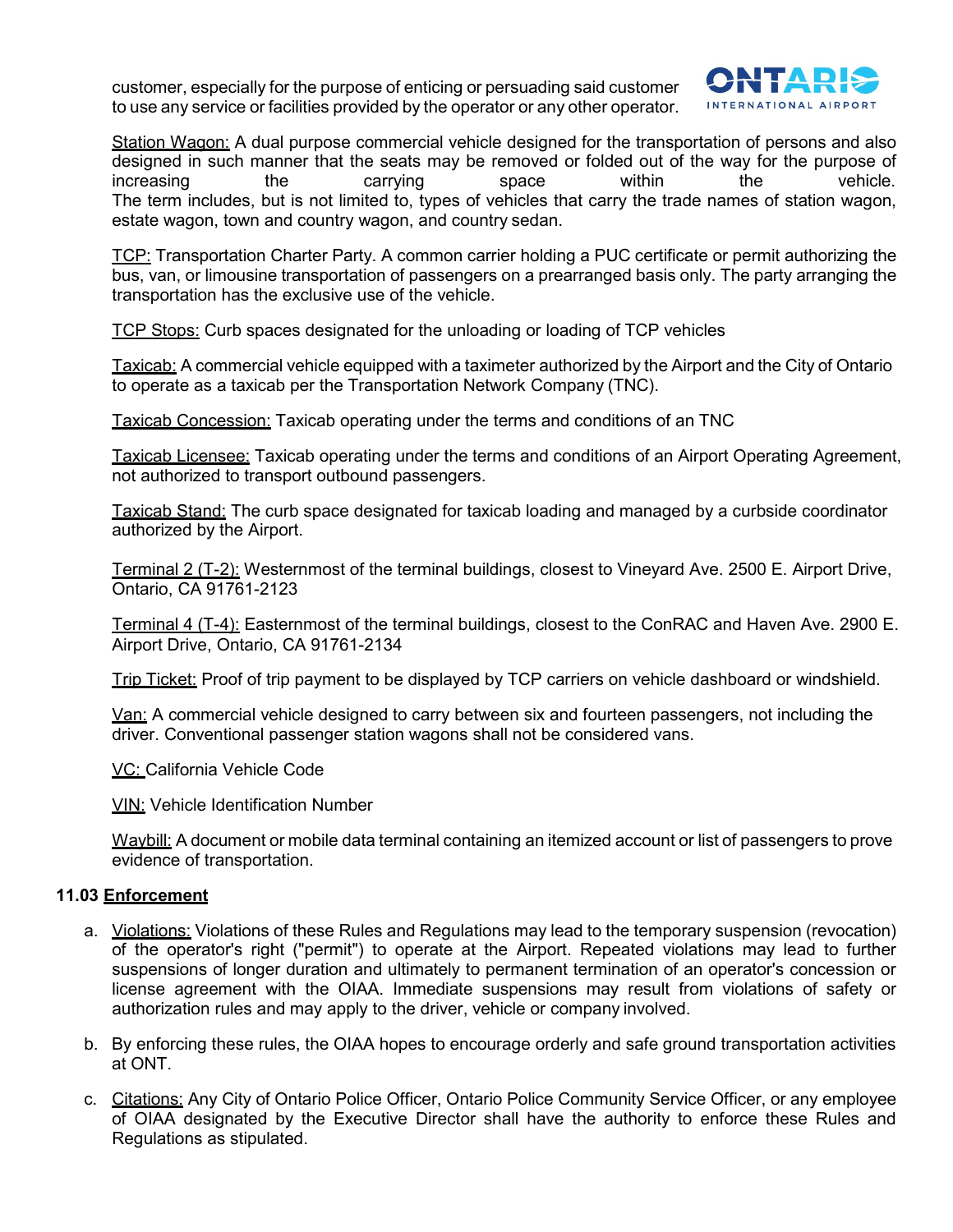customer, especially for the purpose of enticing or persuading said customer to use any service or facilities provided by the operator or any other operator.

Station Wagon: A dual purpose commercial vehicle designed for the transportation of persons and also designed in such manner that the seats may be removed or folded out of the way for the purpose of increasing the carrying space within the vehicle. The term includes, but is not limited to, types of vehicles that carry the trade names of station wagon, estate wagon, town and country wagon, and country sedan.

TCP: Transportation Charter Party. A common carrier holding a PUC certificate or permit authorizing the bus, van, or limousine transportation of passengers on a prearranged basis only. The party arranging the transportation has the exclusive use of the vehicle.

TCP Stops: Curb spaces designated for the unloading or loading of TCP vehicles

Taxicab: A commercial vehicle equipped with a taximeter authorized by the Airport and the City of Ontario to operate as a taxicab per the Transportation Network Company (TNC).

Taxicab Concession: Taxicab operating under the terms and conditions of an TNC

Taxicab Licensee: Taxicab operating under the terms and conditions of an Airport Operating Agreement, not authorized to transport outbound passengers.

Taxicab Stand: The curb space designated for taxicab loading and managed by a curbside coordinator authorized by the Airport.

Terminal 2 (T-2): Westernmost of the terminal buildings, closest to Vineyard Ave. 2500 E. Airport Drive, Ontario, CA 91761-2123

Terminal 4 (T-4): Easternmost of the terminal buildings, closest to the ConRAC and Haven Ave. 2900 E. Airport Drive, Ontario, CA 91761-2134

Trip Ticket: Proof of trip payment to be displayed by TCP carriers on vehicle dashboard or windshield.

Van: A commercial vehicle designed to carry between six and fourteen passengers, not including the driver. Conventional passenger station wagons shall not be considered vans.

VC: California Vehicle Code

VIN: Vehicle Identification Number

Waybill: A document or mobile data terminal containing an itemized account or list of passengers to prove evidence of transportation.

### 11.03 Enforcement

a. Violations: Violations of these Rules and Regulations may lead to the temporary suspension (revocation) of the operator's right ("permit") to operate at the Airport. Repeated violations may lead to further suspensions of longer duration and ultimately to permanent termination of an operator's concession or license agreement with the OIAA. Immediate suspensions may result from violations of safety or authorization rules and may apply to the driver, vehicle or company involved.

b. By enforcing these rules, the OIAA hopes to encourage orderly and safe ground transportation activities at ONT.

c. Citations: Any City of Ontario Police Officer, Ontario Police Community Service Officer, or any employee of OIAA designated by the Executive Director shall have the authority to enforce these Rules and Regulations as stipulated.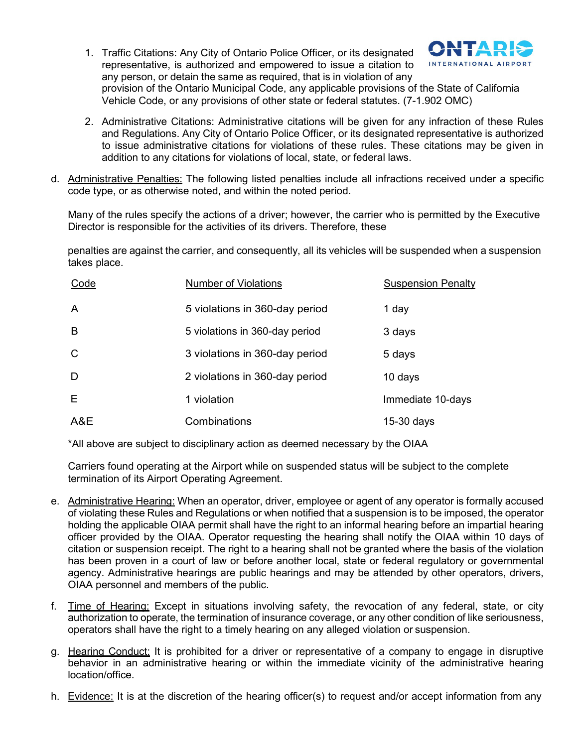1. Traffic Citations: Any City of Ontario Police Officer, or its designated representative, is authorized and empowered to issue a citation to any person, or detain the same as required, that is in violation of any provision of the Ontario Municipal Code, any applicable provisions of the State of California Vehicle Code, or any provisions of other state or federal statutes. (7-1.902 OMC)

2. Administrative Citations: Administrative citations will be given for any infraction of these Rules and Regulations. Any City of Ontario Police Officer, or its designated representative is authorized to issue administrative citations for violations of these rules. These citations may be given in addition to any citations for violations of local, state, or federal laws.

d. <u>Administrative Penalties:</u> The following listed penalties include all infractions received under a specific code type, or as otherwise noted, and within the noted period.

   Many of the rules specify the actions of a driver; however, the carrier who is permitted by the Executive Director is responsible for the activities of its drivers. Therefore, these

   penalties are against the carrier, and consequently, all its vehicles will be suspended when a suspension takes place.

| Code | Number of Violations | Suspension Penalty |
|---|---|---|
| A | 5 violations in 360-day period | 1 day |
| B | 5 violations in 360-day period | 3 days |
| C | 3 violations in 360-day period | 5 days |
| D | 2 violations in 360-day period | 10 days |
| E | 1 violation | Immediate 10-days |
| A&E | Combinations | 15-30 days |

   *All above are subject to disciplinary action as deemed necessary by the OIAA

   Carriers found operating at the Airport while on suspended status will be subject to the complete termination of its Airport Operating Agreement.

e. <u>Administrative Hearing:</u> When an operator, driver, employee or agent of any operator is formally accused of violating these Rules and Regulations or when notified that a suspension is to be imposed, the operator holding the applicable OIAA permit shall have the right to an informal hearing before an impartial hearing officer provided by the OIAA. Operator requesting the hearing shall notify the OIAA within 10 days of citation or suspension receipt. The right to a hearing shall not be granted where the basis of the violation has been proven in a court of law or before another local, state or federal regulatory or governmental agency. Administrative hearings are public hearings and may be attended by other operators, drivers, OIAA personnel and members of the public.

f. <u>Time of Hearing:</u> Except in situations involving safety, the revocation of any federal, state, or city authorization to operate, the termination of insurance coverage, or any other condition of like seriousness, operators shall have the right to a timely hearing on any alleged violation or suspension.

g. <u>Hearing Conduct:</u> It is prohibited for a driver or representative of a company to engage in disruptive behavior in an administrative hearing or within the immediate vicinity of the administrative hearing location/office.

h. <u>Evidence:</u> It is at the discretion of the hearing officer(s) to request and/or accept information from any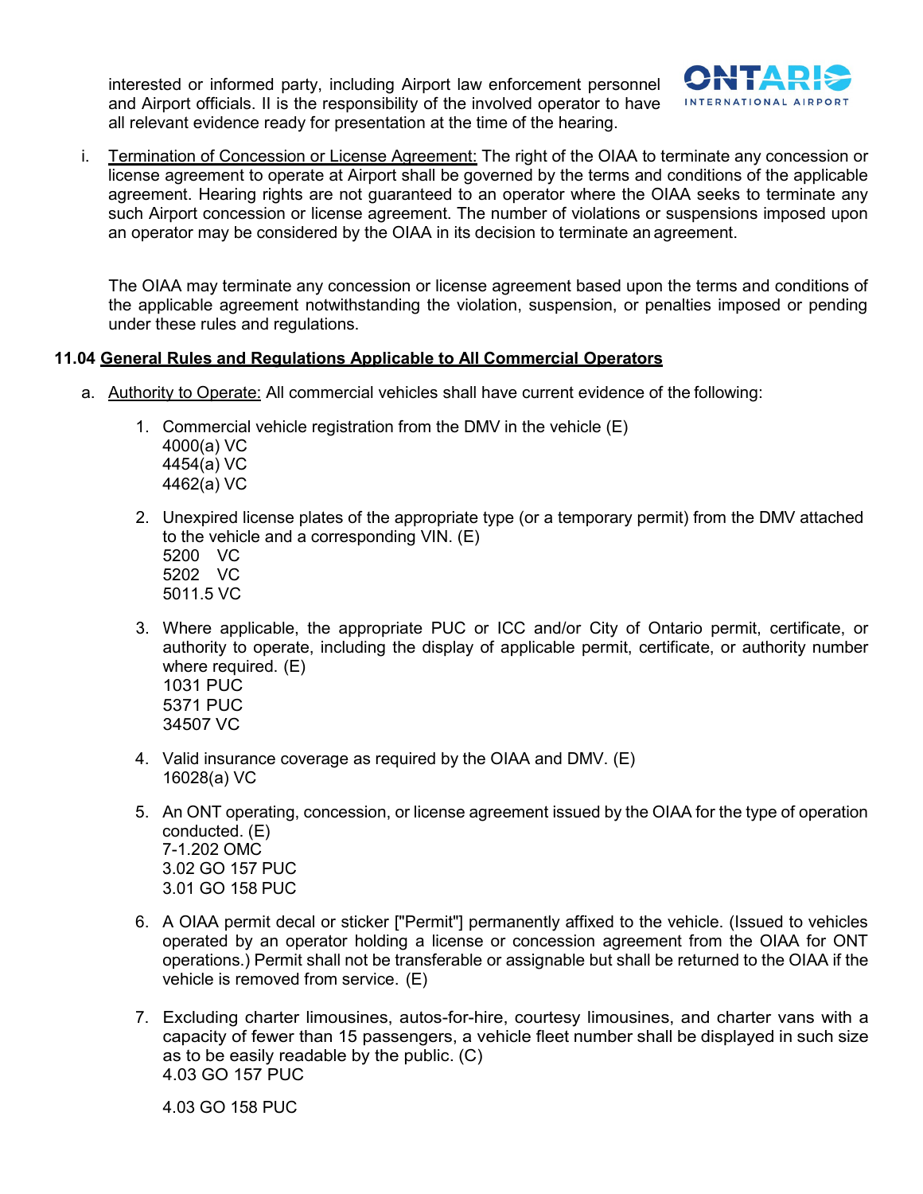interested or informed party, including Airport law enforcement personnel and Airport officials. Il is the responsibility of the involved operator to have all relevant evidence ready for presentation at the time of the hearing.

i. Termination of Concession or License Agreement: The right of the OIAA to terminate any concession or license agreement to operate at Airport shall be governed by the terms and conditions of the applicable agreement. Hearing rights are not guaranteed to an operator where the OIAA seeks to terminate any such Airport concession or license agreement. The number of violations or suspensions imposed upon an operator may be considered by the OIAA in its decision to terminate an agreement.

   The OIAA may terminate any concession or license agreement based upon the terms and conditions of the applicable agreement notwithstanding the violation, suspension, or penalties imposed or pending under these rules and regulations.

### 11.04 General Rules and Regulations Applicable to All Commercial Operators

a. Authority to Operate: All commercial vehicles shall have current evidence of the following:

   1. Commercial vehicle registration from the DMV in the vehicle (E)
      4000(a) VC
      4454(a) VC
      4462(a) VC

   2. Unexpired license plates of the appropriate type (or a temporary permit) from the DMV attached to the vehicle and a corresponding VIN. (E)
      5200 VC
      5202 VC
      5011.5 VC

   3. Where applicable, the appropriate PUC or ICC and/or City of Ontario permit, certificate, or authority to operate, including the display of applicable permit, certificate, or authority number where required. (E)
      1031 PUC
      5371 PUC
      34507 VC

   4. Valid insurance coverage as required by the OIAA and DMV. (E)
      16028(a) VC

   5. An ONT operating, concession, or license agreement issued by the OIAA for the type of operation conducted. (E)
      7-1.202 OMC
      3.02 GO 157 PUC
      3.01 GO 158 PUC

   6. A OIAA permit decal or sticker ["Permit"] permanently affixed to the vehicle. (Issued to vehicles operated by an operator holding a license or concession agreement from the OIAA for ONT operations.) Permit shall not be transferable or assignable but shall be returned to the OIAA if the vehicle is removed from service. (E)

   7. Excluding charter limousines, autos-for-hire, courtesy limousines, and charter vans with a capacity of fewer than 15 passengers, a vehicle fleet number shall be displayed in such size as to be easily readable by the public. (C)
      4.03 GO 157 PUC

      4.03 GO 158 PUC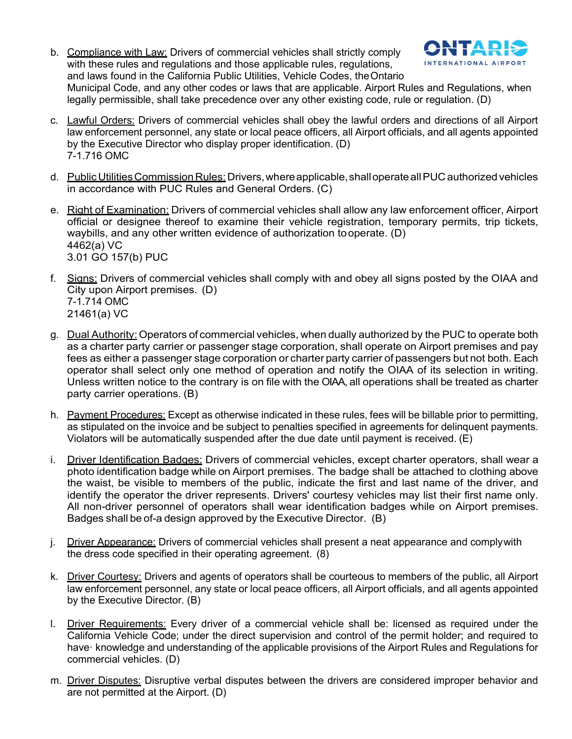b. Compliance with Law: Drivers of commercial vehicles shall strictly comply with these rules and regulations and those applicable rules, regulations, and laws found in the California Public Utilities, Vehicle Codes, the Ontario Municipal Code, and any other codes or laws that are applicable. Airport Rules and Regulations, when legally permissible, shall take precedence over any other existing code, rule or regulation. (D)

c. Lawful Orders: Drivers of commercial vehicles shall obey the lawful orders and directions of all Airport law enforcement personnel, any state or local peace officers, all Airport officials, and all agents appointed by the Executive Director who display proper identification. (D)
7-1.716 OMC

d. Public Utilities Commission Rules: Drivers, where applicable, shall operate all PUC authorized vehicles in accordance with PUC Rules and General Orders. (C)

e. Right of Examination: Drivers of commercial vehicles shall allow any law enforcement officer, Airport official or designee thereof to examine their vehicle registration, temporary permits, trip tickets, waybills, and any other written evidence of authorization to operate. (D)
4462(a) VC
3.01 GO 157(b) PUC

f. Signs: Drivers of commercial vehicles shall comply with and obey all signs posted by the OIAA and City upon Airport premises. (D)
7-1.714 OMC
21461(a) VC

g. Dual Authority: Operators of commercial vehicles, when dually authorized by the PUC to operate both as a charter party carrier or passenger stage corporation, shall operate on Airport premises and pay fees as either a passenger stage corporation or charter party carrier of passengers but not both. Each operator shall select only one method of operation and notify the OIAA of its selection in writing. Unless written notice to the contrary is on file with the OIAA, all operations shall be treated as charter party carrier operations. (B)

h. Payment Procedures: Except as otherwise indicated in these rules, fees will be billable prior to permitting, as stipulated on the invoice and be subject to penalties specified in agreements for delinquent payments. Violators will be automatically suspended after the due date until payment is received. (E)

i. Driver Identification Badges: Drivers of commercial vehicles, except charter operators, shall wear a photo identification badge while on Airport premises. The badge shall be attached to clothing above the waist, be visible to members of the public, indicate the first and last name of the driver, and identify the operator the driver represents. Drivers' courtesy vehicles may list their first name only. All non-driver personnel of operators shall wear identification badges while on Airport premises. Badges shall be of-a design approved by the Executive Director. (B)

j. Driver Appearance: Drivers of commercial vehicles shall present a neat appearance and comply with the dress code specified in their operating agreement. (8)

k. Driver Courtesy: Drivers and agents of operators shall be courteous to members of the public, all Airport law enforcement personnel, any state or local peace officers, all Airport officials, and all agents appointed by the Executive Director. (B)

l. Driver Requirements: Every driver of a commercial vehicle shall be: licensed as required under the California Vehicle Code; under the direct supervision and control of the permit holder; and required to have· knowledge and understanding of the applicable provisions of the Airport Rules and Regulations for commercial vehicles. (D)

m. Driver Disputes: Disruptive verbal disputes between the drivers are considered improper behavior and are not permitted at the Airport. (D)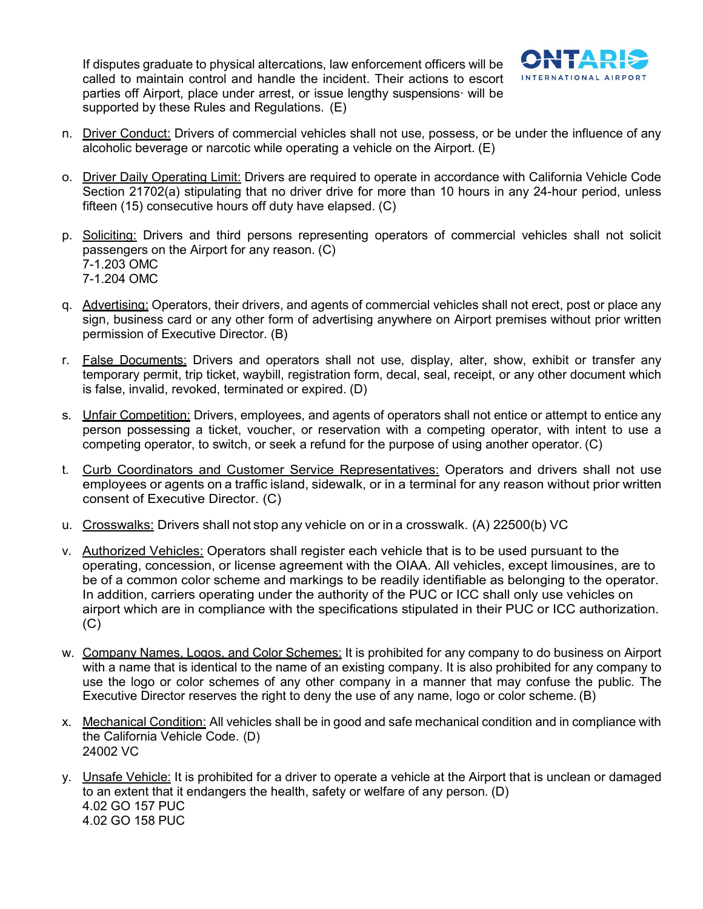If disputes graduate to physical altercations, law enforcement officers will be called to maintain control and handle the incident. Their actions to escort parties off Airport, place under arrest, or issue lengthy suspensions· will be supported by these Rules and Regulations. (E)

n. Driver Conduct: Drivers of commercial vehicles shall not use, possess, or be under the influence of any alcoholic beverage or narcotic while operating a vehicle on the Airport. (E)

o. Driver Daily Operating Limit: Drivers are required to operate in accordance with California Vehicle Code Section 21702(a) stipulating that no driver drive for more than 10 hours in any 24-hour period, unless fifteen (15) consecutive hours off duty have elapsed. (C)

p. Soliciting: Drivers and third persons representing operators of commercial vehicles shall not solicit passengers on the Airport for any reason. (C)
7-1.203 OMC
7-1.204 OMC

q. Advertising: Operators, their drivers, and agents of commercial vehicles shall not erect, post or place any sign, business card or any other form of advertising anywhere on Airport premises without prior written permission of Executive Director. (B)

r. False Documents: Drivers and operators shall not use, display, alter, show, exhibit or transfer any temporary permit, trip ticket, waybill, registration form, decal, seal, receipt, or any other document which is false, invalid, revoked, terminated or expired. (D)

s. Unfair Competition: Drivers, employees, and agents of operators shall not entice or attempt to entice any person possessing a ticket, voucher, or reservation with a competing operator, with intent to use a competing operator, to switch, or seek a refund for the purpose of using another operator. (C)

t. Curb Coordinators and Customer Service Representatives: Operators and drivers shall not use employees or agents on a traffic island, sidewalk, or in a terminal for any reason without prior written consent of Executive Director. (C)

u. Crosswalks: Drivers shall not stop any vehicle on or in a crosswalk. (A) 22500(b) VC

v. Authorized Vehicles: Operators shall register each vehicle that is to be used pursuant to the operating, concession, or license agreement with the OIAA. All vehicles, except limousines, are to be of a common color scheme and markings to be readily identifiable as belonging to the operator. In addition, carriers operating under the authority of the PUC or ICC shall only use vehicles on airport which are in compliance with the specifications stipulated in their PUC or ICC authorization. (C)

w. Company Names, Logos, and Color Schemes: It is prohibited for any company to do business on Airport with a name that is identical to the name of an existing company. It is also prohibited for any company to use the logo or color schemes of any other company in a manner that may confuse the public. The Executive Director reserves the right to deny the use of any name, logo or color scheme. (B)

x. Mechanical Condition: All vehicles shall be in good and safe mechanical condition and in compliance with the California Vehicle Code. (D)
24002 VC

y. Unsafe Vehicle: It is prohibited for a driver to operate a vehicle at the Airport that is unclean or damaged to an extent that it endangers the health, safety or welfare of any person. (D)
4.02 GO 157 PUC
4.02 GO 158 PUC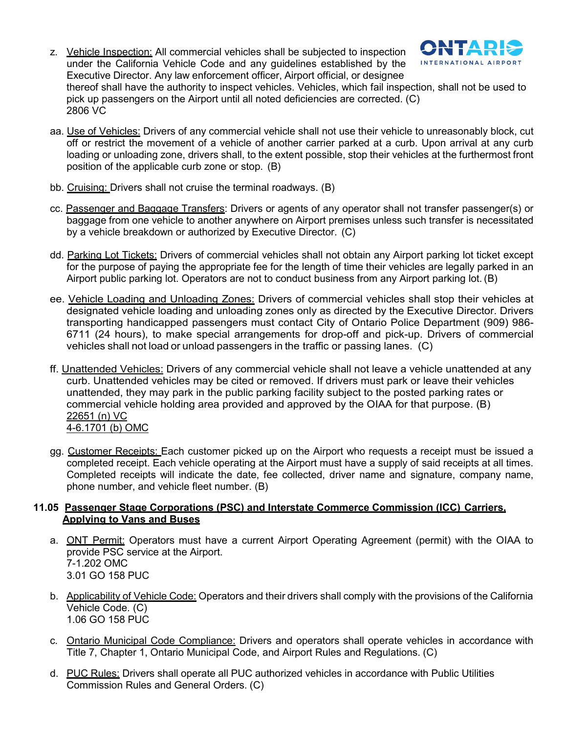z. Vehicle Inspection: All commercial vehicles shall be subjected to inspection under the California Vehicle Code and any guidelines established by the Executive Director. Any law enforcement officer, Airport official, or designee thereof shall have the authority to inspect vehicles. Vehicles, which fail inspection, shall not be used to pick up passengers on the Airport until all noted deficiencies are corrected. (C)
2806 VC

aa. Use of Vehicles: Drivers of any commercial vehicle shall not use their vehicle to unreasonably block, cut off or restrict the movement of a vehicle of another carrier parked at a curb. Upon arrival at any curb loading or unloading zone, drivers shall, to the extent possible, stop their vehicles at the furthermost front position of the applicable curb zone or stop. (B)

bb. Cruising: Drivers shall not cruise the terminal roadways. (B)

cc. Passenger and Baggage Transfers: Drivers or agents of any operator shall not transfer passenger(s) or baggage from one vehicle to another anywhere on Airport premises unless such transfer is necessitated by a vehicle breakdown or authorized by Executive Director. (C)

dd. Parking Lot Tickets: Drivers of commercial vehicles shall not obtain any Airport parking lot ticket except for the purpose of paying the appropriate fee for the length of time their vehicles are legally parked in an Airport public parking lot. Operators are not to conduct business from any Airport parking lot. (B)

ee. Vehicle Loading and Unloading Zones: Drivers of commercial vehicles shall stop their vehicles at designated vehicle loading and unloading zones only as directed by the Executive Director. Drivers transporting handicapped passengers must contact City of Ontario Police Department (909) 986-6711 (24 hours), to make special arrangements for drop-off and pick-up. Drivers of commercial vehicles shall not load or unload passengers in the traffic or passing lanes. (C)

ff. Unattended Vehicles: Drivers of any commercial vehicle shall not leave a vehicle unattended at any curb. Unattended vehicles may be cited or removed. If drivers must park or leave their vehicles unattended, they may park in the public parking facility subject to the posted parking rates or commercial vehicle holding area provided and approved by the OIAA for that purpose. (B)
22651 (n) VC
4-6.1701 (b) OMC

gg. Customer Receipts: Each customer picked up on the Airport who requests a receipt must be issued a completed receipt. Each vehicle operating at the Airport must have a supply of said receipts at all times. Completed receipts will indicate the date, fee collected, driver name and signature, company name, phone number, and vehicle fleet number. (B)

## 11.05 Passenger Stage Corporations (PSC) and Interstate Commerce Commission (ICC) Carriers, Applying to Vans and Buses

a. ONT Permit: Operators must have a current Airport Operating Agreement (permit) with the OIAA to provide PSC service at the Airport.
7-1.202 OMC
3.01 GO 158 PUC

b. Applicability of Vehicle Code: Operators and their drivers shall comply with the provisions of the California Vehicle Code. (C)
1.06 GO 158 PUC

c. Ontario Municipal Code Compliance: Drivers and operators shall operate vehicles in accordance with Title 7, Chapter 1, Ontario Municipal Code, and Airport Rules and Regulations. (C)

d. PUC Rules: Drivers shall operate all PUC authorized vehicles in accordance with Public Utilities Commission Rules and General Orders. (C)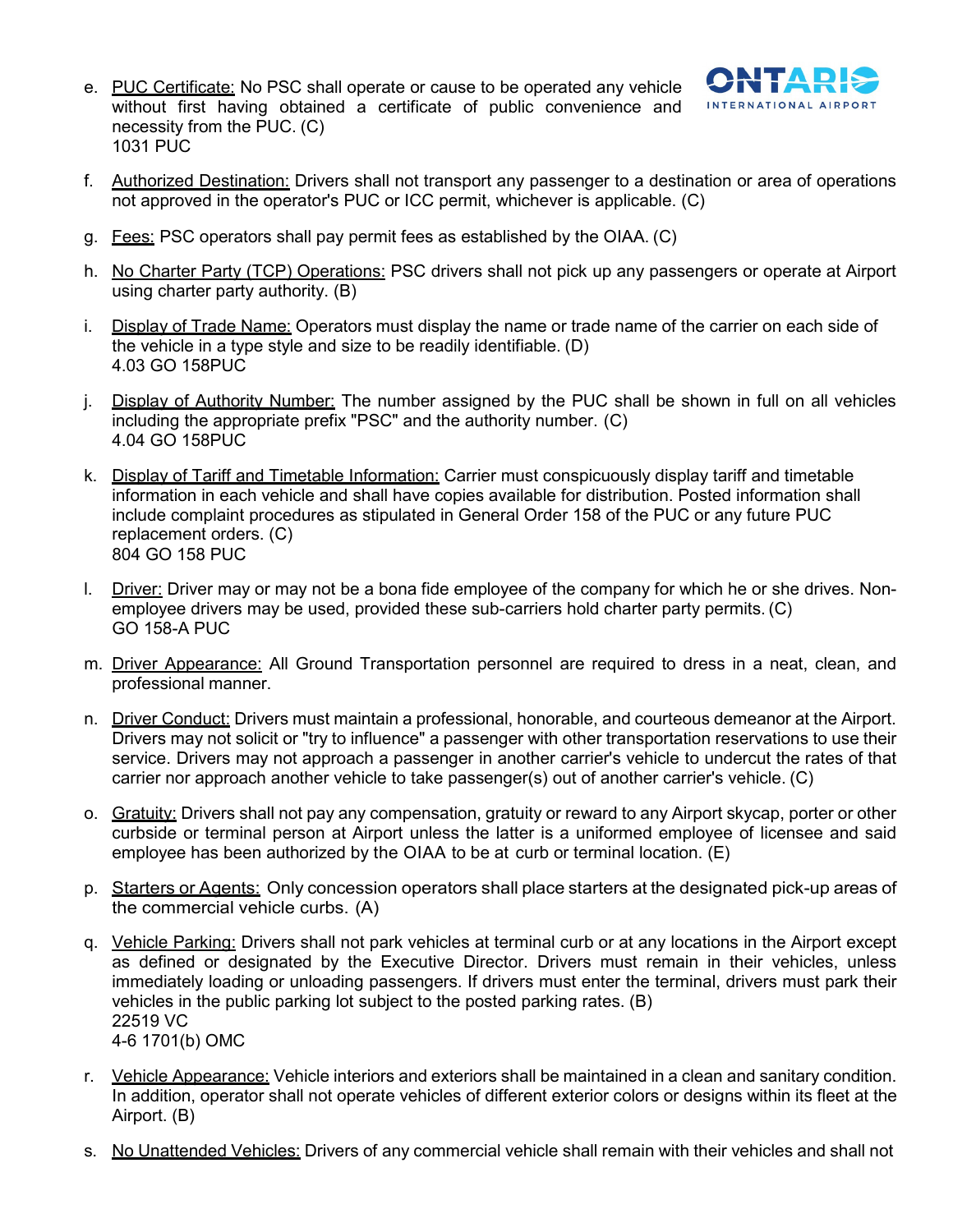e. <u>PUC Certificate:</u> No PSC shall operate or cause to be operated any vehicle without first having obtained a certificate of public convenience and necessity from the PUC. (C)
   1031 PUC

f. <u>Authorized Destination:</u> Drivers shall not transport any passenger to a destination or area of operations not approved in the operator's PUC or ICC permit, whichever is applicable. (C)

g. <u>Fees:</u> PSC operators shall pay permit fees as established by the OIAA. (C)

h. <u>No Charter Party (TCP) Operations:</u> PSC drivers shall not pick up any passengers or operate at Airport using charter party authority. (B)

i. <u>Display of Trade Name:</u> Operators must display the name or trade name of the carrier on each side of the vehicle in a type style and size to be readily identifiable. (D)
   4.03 GO 158PUC

j. <u>Display of Authority Number:</u> The number assigned by the PUC shall be shown in full on all vehicles including the appropriate prefix "PSC" and the authority number. (C)
   4.04 GO 158PUC

k. <u>Display of Tariff and Timetable Information:</u> Carrier must conspicuously display tariff and timetable information in each vehicle and shall have copies available for distribution. Posted information shall include complaint procedures as stipulated in General Order 158 of the PUC or any future PUC replacement orders. (C)
   804 GO 158 PUC

l. <u>Driver:</u> Driver may or may not be a bona fide employee of the company for which he or she drives. Non-employee drivers may be used, provided these sub-carriers hold charter party permits. (C)
   GO 158-A PUC

m. <u>Driver Appearance:</u> All Ground Transportation personnel are required to dress in a neat, clean, and professional manner.

n. <u>Driver Conduct:</u> Drivers must maintain a professional, honorable, and courteous demeanor at the Airport. Drivers may not solicit or "try to influence" a passenger with other transportation reservations to use their service. Drivers may not approach a passenger in another carrier's vehicle to undercut the rates of that carrier nor approach another vehicle to take passenger(s) out of another carrier's vehicle. (C)

o. <u>Gratuity:</u> Drivers shall not pay any compensation, gratuity or reward to any Airport skycap, porter or other curbside or terminal person at Airport unless the latter is a uniformed employee of licensee and said employee has been authorized by the OIAA to be at curb or terminal location. (E)

p. <u>Starters or Agents:</u> Only concession operators shall place starters at the designated pick-up areas of the commercial vehicle curbs. (A)

q. <u>Vehicle Parking:</u> Drivers shall not park vehicles at terminal curb or at any locations in the Airport except as defined or designated by the Executive Director. Drivers must remain in their vehicles, unless immediately loading or unloading passengers. If drivers must enter the terminal, drivers must park their vehicles in the public parking lot subject to the posted parking rates. (B)
   22519 VC
   4-6 1701(b) OMC

r. <u>Vehicle Appearance:</u> Vehicle interiors and exteriors shall be maintained in a clean and sanitary condition. In addition, operator shall not operate vehicles of different exterior colors or designs within its fleet at the Airport. (B)

s. <u>No Unattended Vehicles:</u> Drivers of any commercial vehicle shall remain with their vehicles and shall not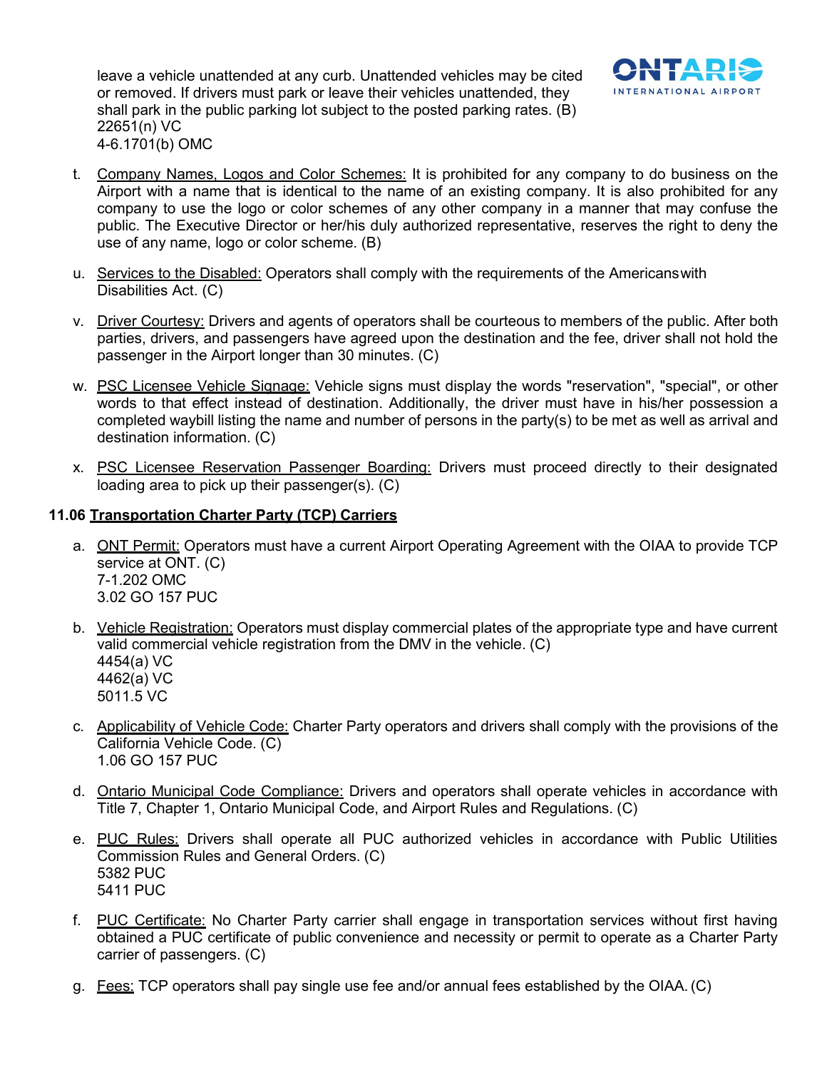leave a vehicle unattended at any curb. Unattended vehicles may be cited or removed. If drivers must park or leave their vehicles unattended, they shall park in the public parking lot subject to the posted parking rates. (B)
22651(n) VC
4-6.1701(b) OMC

t. Company Names, Logos and Color Schemes: It is prohibited for any company to do business on the Airport with a name that is identical to the name of an existing company. It is also prohibited for any company to use the logo or color schemes of any other company in a manner that may confuse the public. The Executive Director or her/his duly authorized representative, reserves the right to deny the use of any name, logo or color scheme. (B)

u. Services to the Disabled: Operators shall comply with the requirements of the Americanswith Disabilities Act. (C)

v. Driver Courtesy: Drivers and agents of operators shall be courteous to members of the public. After both parties, drivers, and passengers have agreed upon the destination and the fee, driver shall not hold the passenger in the Airport longer than 30 minutes. (C)

w. PSC Licensee Vehicle Signage: Vehicle signs must display the words "reservation", "special", or other words to that effect instead of destination. Additionally, the driver must have in his/her possession a completed waybill listing the name and number of persons in the party(s) to be met as well as arrival and destination information. (C)

x. PSC Licensee Reservation Passenger Boarding: Drivers must proceed directly to their designated loading area to pick up their passenger(s). (C)

## 11.06 Transportation Charter Party (TCP) Carriers

a. ONT Permit: Operators must have a current Airport Operating Agreement with the OIAA to provide TCP service at ONT. (C)
7-1.202 OMC
3.02 GO 157 PUC

b. Vehicle Registration: Operators must display commercial plates of the appropriate type and have current valid commercial vehicle registration from the DMV in the vehicle. (C)
4454(a) VC
4462(a) VC
5011.5 VC

c. Applicability of Vehicle Code: Charter Party operators and drivers shall comply with the provisions of the California Vehicle Code. (C)
1.06 GO 157 PUC

d. Ontario Municipal Code Compliance: Drivers and operators shall operate vehicles in accordance with Title 7, Chapter 1, Ontario Municipal Code, and Airport Rules and Regulations. (C)

e. PUC Rules: Drivers shall operate all PUC authorized vehicles in accordance with Public Utilities Commission Rules and General Orders. (C)
5382 PUC
5411 PUC

f. PUC Certificate: No Charter Party carrier shall engage in transportation services without first having obtained a PUC certificate of public convenience and necessity or permit to operate as a Charter Party carrier of passengers. (C)

g. Fees: TCP operators shall pay single use fee and/or annual fees established by the OIAA. (C)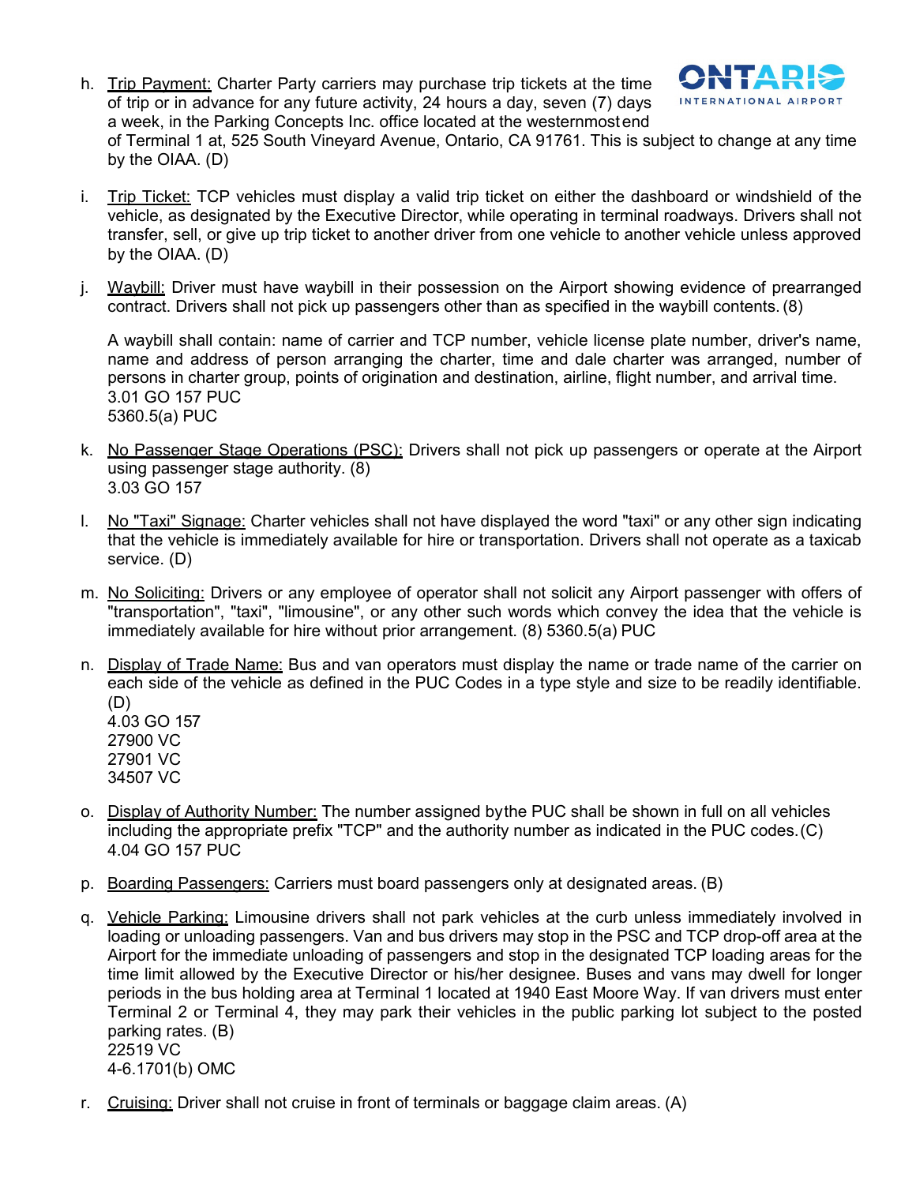h. <u>Trip Payment:</u> Charter Party carriers may purchase trip tickets at the time of trip or in advance for any future activity, 24 hours a day, seven (7) days a week, in the Parking Concepts Inc. office located at the westernmost end of Terminal 1 at, 525 South Vineyard Avenue, Ontario, CA 91761. This is subject to change at any time by the OIAA. (D)

i. <u>Trip Ticket:</u> TCP vehicles must display a valid trip ticket on either the dashboard or windshield of the vehicle, as designated by the Executive Director, while operating in terminal roadways. Drivers shall not transfer, sell, or give up trip ticket to another driver from one vehicle to another vehicle unless approved by the OIAA. (D)

j. <u>Waybill:</u> Driver must have waybill in their possession on the Airport showing evidence of prearranged contract. Drivers shall not pick up passengers other than as specified in the waybill contents. (8)

   A waybill shall contain: name of carrier and TCP number, vehicle license plate number, driver's name, name and address of person arranging the charter, time and dale charter was arranged, number of persons in charter group, points of origination and destination, airline, flight number, and arrival time.
   3.01 GO 157 PUC
   5360.5(a) PUC

k. <u>No Passenger Stage Operations (PSC):</u> Drivers shall not pick up passengers or operate at the Airport using passenger stage authority. (8)
   3.03 GO 157

l. <u>No "Taxi" Signage:</u> Charter vehicles shall not have displayed the word "taxi" or any other sign indicating that the vehicle is immediately available for hire or transportation. Drivers shall not operate as a taxicab service. (D)

m. <u>No Soliciting:</u> Drivers or any employee of operator shall not solicit any Airport passenger with offers of "transportation", "taxi", "limousine", or any other such words which convey the idea that the vehicle is immediately available for hire without prior arrangement. (8) 5360.5(a) PUC

n. <u>Display of Trade Name:</u> Bus and van operators must display the name or trade name of the carrier on each side of the vehicle as defined in the PUC Codes in a type style and size to be readily identifiable. (D)
   4.03 GO 157
   27900 VC
   27901 VC
   34507 VC

o. <u>Display of Authority Number:</u> The number assigned by the PUC shall be shown in full on all vehicles including the appropriate prefix "TCP" and the authority number as indicated in the PUC codes. (C)
   4.04 GO 157 PUC

p. <u>Boarding Passengers:</u> Carriers must board passengers only at designated areas. (B)

q. <u>Vehicle Parking:</u> Limousine drivers shall not park vehicles at the curb unless immediately involved in loading or unloading passengers. Van and bus drivers may stop in the PSC and TCP drop-off area at the Airport for the immediate unloading of passengers and stop in the designated TCP loading areas for the time limit allowed by the Executive Director or his/her designee. Buses and vans may dwell for longer periods in the bus holding area at Terminal 1 located at 1940 East Moore Way. If van drivers must enter Terminal 2 or Terminal 4, they may park their vehicles in the public parking lot subject to the posted parking rates. (B)
   22519 VC
   4-6.1701(b) OMC

r. <u>Cruising:</u> Driver shall not cruise in front of terminals or baggage claim areas. (A)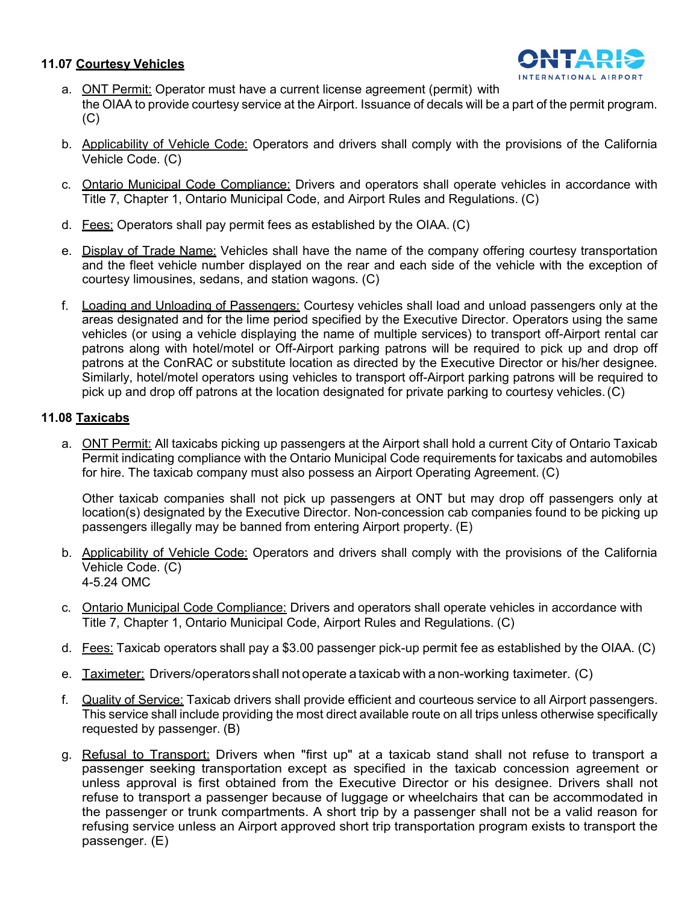**11.07 Courtesy Vehicles**

a. ONT Permit: Operator must have a current license agreement (permit) with the OIAA to provide courtesy service at the Airport. Issuance of decals will be a part of the permit program. (C)

b. Applicability of Vehicle Code: Operators and drivers shall comply with the provisions of the California Vehicle Code. (C)

c. Ontario Municipal Code Compliance: Drivers and operators shall operate vehicles in accordance with Title 7, Chapter 1, Ontario Municipal Code, and Airport Rules and Regulations. (C)

d. Fees: Operators shall pay permit fees as established by the OIAA. (C)

e. Display of Trade Name: Vehicles shall have the name of the company offering courtesy transportation and the fleet vehicle number displayed on the rear and each side of the vehicle with the exception of courtesy limousines, sedans, and station wagons. (C)

f. Loading and Unloading of Passengers: Courtesy vehicles shall load and unload passengers only at the areas designated and for the lime period specified by the Executive Director. Operators using the same vehicles (or using a vehicle displaying the name of multiple services) to transport off-Airport rental car patrons along with hotel/motel or Off-Airport parking patrons will be required to pick up and drop off patrons at the ConRAC or substitute location as directed by the Executive Director or his/her designee. Similarly, hotel/motel operators using vehicles to transport off-Airport parking patrons will be required to pick up and drop off patrons at the location designated for private parking to courtesy vehicles. (C)

**11.08 Taxicabs**

a. ONT Permit: All taxicabs picking up passengers at the Airport shall hold a current City of Ontario Taxicab Permit indicating compliance with the Ontario Municipal Code requirements for taxicabs and automobiles for hire. The taxicab company must also possess an Airport Operating Agreement. (C)

   Other taxicab companies shall not pick up passengers at ONT but may drop off passengers only at location(s) designated by the Executive Director. Non-concession cab companies found to be picking up passengers illegally may be banned from entering Airport property. (E)

b. Applicability of Vehicle Code: Operators and drivers shall comply with the provisions of the California Vehicle Code. (C)
   4-5.24 OMC

c. Ontario Municipal Code Compliance: Drivers and operators shall operate vehicles in accordance with Title 7, Chapter 1, Ontario Municipal Code, Airport Rules and Regulations. (C)

d. Fees: Taxicab operators shall pay a $3.00 passenger pick-up permit fee as established by the OIAA. (C)

e. Taximeter: Drivers/operators shall not operate a taxicab with a non-working taximeter. (C)

f. Quality of Service: Taxicab drivers shall provide efficient and courteous service to all Airport passengers. This service shall include providing the most direct available route on all trips unless otherwise specifically requested by passenger. (B)

g. Refusal to Transport: Drivers when "first up" at a taxicab stand shall not refuse to transport a passenger seeking transportation except as specified in the taxicab concession agreement or unless approval is first obtained from the Executive Director or his designee. Drivers shall not refuse to transport a passenger because of luggage or wheelchairs that can be accommodated in the passenger or trunk compartments. A short trip by a passenger shall not be a valid reason for refusing service unless an Airport approved short trip transportation program exists to transport the passenger. (E)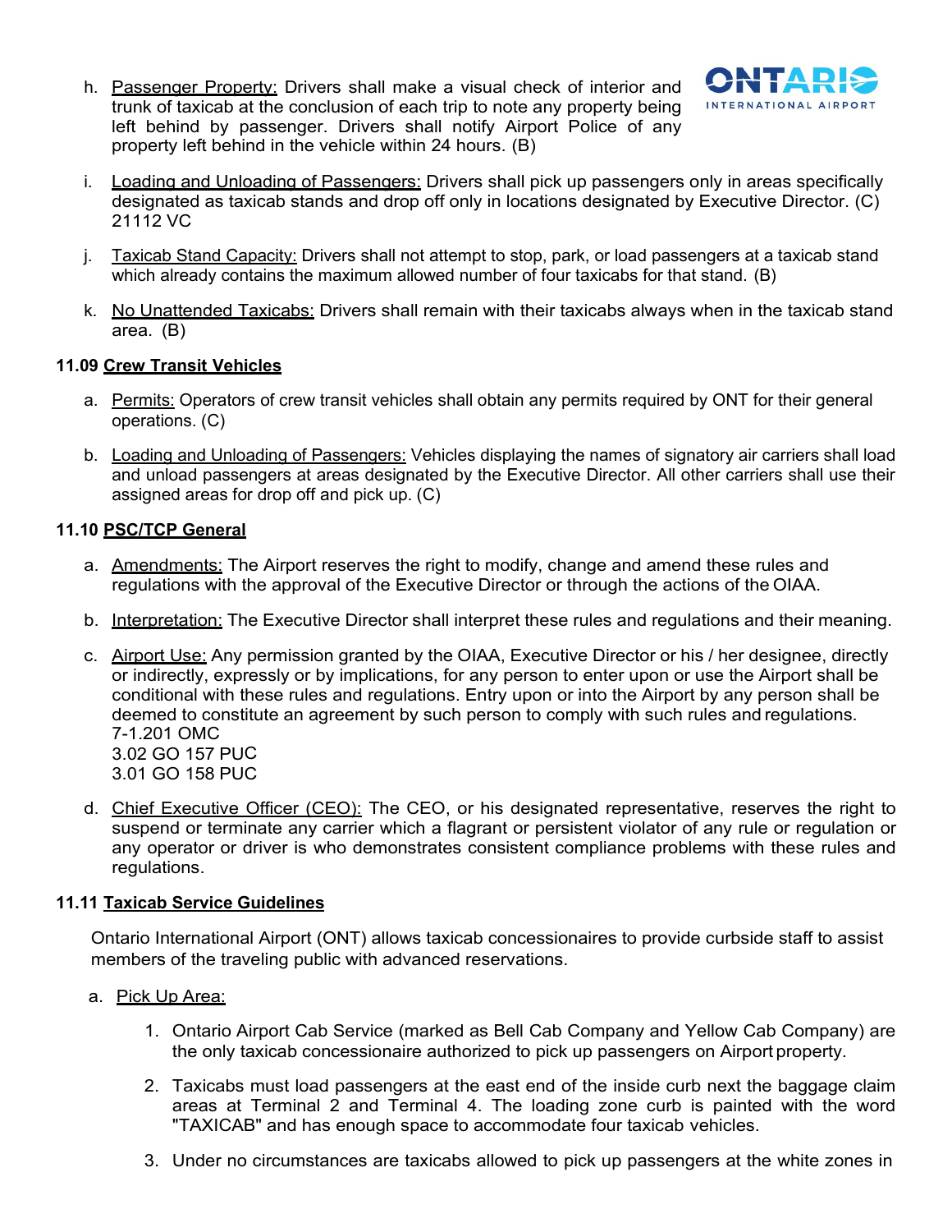h. <u>Passenger Property:</u> Drivers shall make a visual check of interior and trunk of taxicab at the conclusion of each trip to note any property being left behind by passenger. Drivers shall notify Airport Police of any property left behind in the vehicle within 24 hours. (B)

i. <u>Loading and Unloading of Passengers:</u> Drivers shall pick up passengers only in areas specifically designated as taxicab stands and drop off only in locations designated by Executive Director. (C) 21112 VC

j. <u>Taxicab Stand Capacity:</u> Drivers shall not attempt to stop, park, or load passengers at a taxicab stand which already contains the maximum allowed number of four taxicabs for that stand. (B)

k. <u>No Unattended Taxicabs:</u> Drivers shall remain with their taxicabs always when in the taxicab stand area. (B)

**11.09 <u>Crew Transit Vehicles</u>**

a. <u>Permits:</u> Operators of crew transit vehicles shall obtain any permits required by ONT for their general operations. (C)

b. <u>Loading and Unloading of Passengers:</u> Vehicles displaying the names of signatory air carriers shall load and unload passengers at areas designated by the Executive Director. All other carriers shall use their assigned areas for drop off and pick up. (C)

**11.10 <u>PSC/TCP General</u>**

a. <u>Amendments:</u> The Airport reserves the right to modify, change and amend these rules and regulations with the approval of the Executive Director or through the actions of the OIAA.

b. <u>Interpretation:</u> The Executive Director shall interpret these rules and regulations and their meaning.

c. <u>Airport Use:</u> Any permission granted by the OIAA, Executive Director or his / her designee, directly or indirectly, expressly or by implications, for any person to enter upon or use the Airport shall be conditional with these rules and regulations. Entry upon or into the Airport by any person shall be deemed to constitute an agreement by such person to comply with such rules and regulations.
7-1.201 OMC
3.02 GO 157 PUC
3.01 GO 158 PUC

d. <u>Chief Executive Officer (CEO):</u> The CEO, or his designated representative, reserves the right to suspend or terminate any carrier which a flagrant or persistent violator of any rule or regulation or any operator or driver is who demonstrates consistent compliance problems with these rules and regulations.

**11.11 <u>Taxicab Service Guidelines</u>**

Ontario International Airport (ONT) allows taxicab concessionaires to provide curbside staff to assist members of the traveling public with advanced reservations.

a. <u>Pick Up Area:</u>

1. Ontario Airport Cab Service (marked as Bell Cab Company and Yellow Cab Company) are the only taxicab concessionaire authorized to pick up passengers on Airport property.
2. Taxicabs must load passengers at the east end of the inside curb next the baggage claim areas at Terminal 2 and Terminal 4. The loading zone curb is painted with the word "TAXICAB" and has enough space to accommodate four taxicab vehicles.
3. Under no circumstances are taxicabs allowed to pick up passengers at the white zones in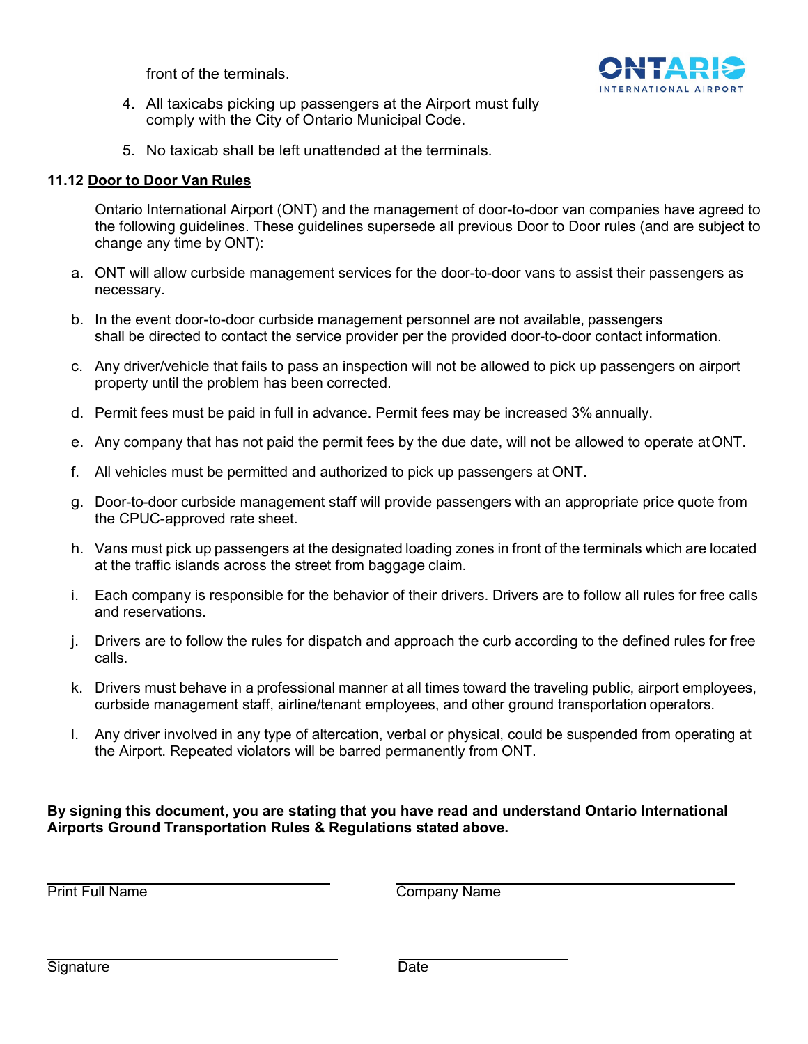front of the terminals.

4. All taxicabs picking up passengers at the Airport must fully comply with the City of Ontario Municipal Code.

5. No taxicab shall be left unattended at the terminals.

**11.12 <u>Door to Door Van Rules</u>**

Ontario International Airport (ONT) and the management of door-to-door van companies have agreed to the following guidelines. These guidelines supersede all previous Door to Door rules (and are subject to change any time by ONT):

a. ONT will allow curbside management services for the door-to-door vans to assist their passengers as necessary.

b. In the event door-to-door curbside management personnel are not available, passengers shall be directed to contact the service provider per the provided door-to-door contact information.

c. Any driver/vehicle that fails to pass an inspection will not be allowed to pick up passengers on airport property until the problem has been corrected.

d. Permit fees must be paid in full in advance. Permit fees may be increased 3% annually.

e. Any company that has not paid the permit fees by the due date, will not be allowed to operate at ONT.

f. All vehicles must be permitted and authorized to pick up passengers at ONT.

g. Door-to-door curbside management staff will provide passengers with an appropriate price quote from the CPUC-approved rate sheet.

h. Vans must pick up passengers at the designated loading zones in front of the terminals which are located at the traffic islands across the street from baggage claim.

i. Each company is responsible for the behavior of their drivers. Drivers are to follow all rules for free calls and reservations.

j. Drivers are to follow the rules for dispatch and approach the curb according to the defined rules for free calls.

k. Drivers must behave in a professional manner at all times toward the traveling public, airport employees, curbside management staff, airline/tenant employees, and other ground transportation operators.

l. Any driver involved in any type of altercation, verbal or physical, could be suspended from operating at the Airport. Repeated violators will be barred permanently from ONT.

**By signing this document, you are stating that you have read and understand Ontario International Airports Ground Transportation Rules & Regulations stated above.**

Print Full Name ______________________ Company Name ______________________

Signature ______________________ Date ______________________